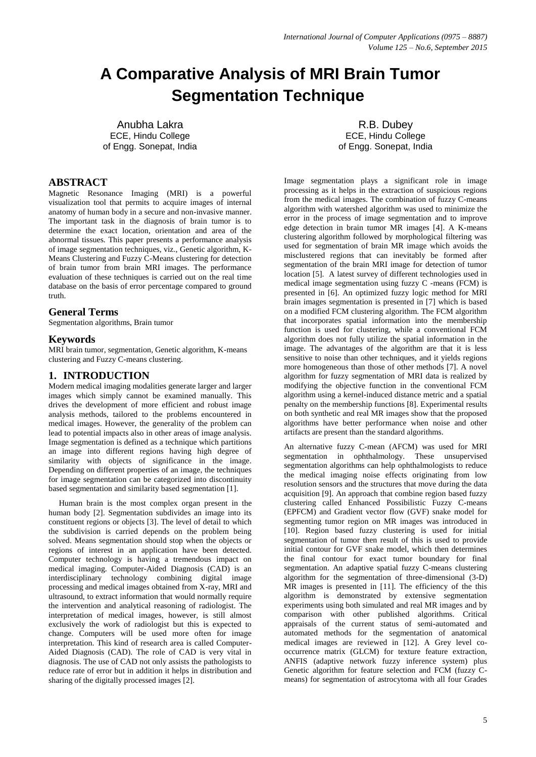# A Comparative Analysis of MRI Brain Tumor Segmentation Technique

Anubha Lakra
ECE, Hindu College
of Engg. Sonepat, India

R.B. Dubey
ECE, Hindu College
of Engg. Sonepat, India

## ABSTRACT

Magnetic Resonance Imaging (MRI) is a powerful visualization tool that permits to acquire images of internal anatomy of human body in a secure and non-invasive manner. The important task in the diagnosis of brain tumor is to determine the exact location, orientation and area of the abnormal tissues. This paper presents a performance analysis of image segmentation techniques, viz., Genetic algorithm, K-Means Clustering and Fuzzy C-Means clustering for detection of brain tumor from brain MRI images. The performance evaluation of these techniques is carried out on the real time database on the basis of error percentage compared to ground truth.

## General Terms

Segmentation algorithms, Brain tumor

## Keywords

MRI brain tumor, segmentation, Genetic algorithm, K-means clustering and Fuzzy C-means clustering.

## 1. INTRODUCTION

Modern medical imaging modalities generate larger and larger images which simply cannot be examined manually. This drives the development of more efficient and robust image analysis methods, tailored to the problems encountered in medical images. However, the generality of the problem can lead to potential impacts also in other areas of image analysis. Image segmentation is defined as a technique which partitions an image into different regions having high degree of similarity with objects of significance in the image. Depending on different properties of an image, the techniques for image segmentation can be categorized into discontinuity based segmentation and similarity based segmentation [1].

Human brain is the most complex organ present in the human body [2]. Segmentation subdivides an image into its constituent regions or objects [3]. The level of detail to which the subdivision is carried depends on the problem being solved. Means segmentation should stop when the objects or regions of interest in an application have been detected. Computer technology is having a tremendous impact on medical imaging. Computer-Aided Diagnosis (CAD) is an interdisciplinary technology combining digital image processing and medical images obtained from X-ray, MRI and ultrasound, to extract information that would normally require the intervention and analytical reasoning of radiologist. The interpretation of medical images, however, is still almost exclusively the work of radiologist but this is expected to change. Computers will be used more often for image interpretation. This kind of research area is called Computer-Aided Diagnosis (CAD). The role of CAD is very vital in diagnosis. The use of CAD not only assists the pathologists to reduce rate of error but in addition it helps in distribution and sharing of the digitally processed images [2].

Image segmentation plays a significant role in image processing as it helps in the extraction of suspicious regions from the medical images. The combination of fuzzy C-means algorithm with watershed algorithm was used to minimize the error in the process of image segmentation and to improve edge detection in brain tumor MR images [4]. A K-means clustering algorithm followed by morphological filtering was used for segmentation of brain MR image which avoids the misclustered regions that can inevitably be formed after segmentation of the brain MRI image for detection of tumor location [5]. A latest survey of different technologies used in medical image segmentation using fuzzy C -means (FCM) is presented in [6]. An optimized fuzzy logic method for MRI brain images segmentation is presented in [7] which is based on a modified FCM clustering algorithm. The FCM algorithm that incorporates spatial information into the membership function is used for clustering, while a conventional FCM algorithm does not fully utilize the spatial information in the image. The advantages of the algorithm are that it is less sensitive to noise than other techniques, and it yields regions more homogeneous than those of other methods [7]. A novel algorithm for fuzzy segmentation of MRI data is realized by modifying the objective function in the conventional FCM algorithm using a kernel-induced distance metric and a spatial penalty on the membership functions [8]. Experimental results on both synthetic and real MR images show that the proposed algorithms have better performance when noise and other artifacts are present than the standard algorithms.

An alternative fuzzy C-mean (AFCM) was used for MRI segmentation in ophthalmology. These unsupervised segmentation algorithms can help ophthalmologists to reduce the medical imaging noise effects originating from low resolution sensors and the structures that move during the data acquisition [9]. An approach that combine region based fuzzy clustering called Enhanced Possibilistic Fuzzy C-means (EPFCM) and Gradient vector flow (GVF) snake model for segmenting tumor region on MR images was introduced in [10]. Region based fuzzy clustering is used for initial segmentation of tumor then result of this is used to provide initial contour for GVF snake model, which then determines the final contour for exact tumor boundary for final segmentation. An adaptive spatial fuzzy C-means clustering algorithm for the segmentation of three-dimensional (3-D) MR images is presented in [11]. The efficiency of the this algorithm is demonstrated by extensive segmentation experiments using both simulated and real MR images and by comparison with other published algorithms. Critical appraisals of the current status of semi-automated and automated methods for the segmentation of anatomical medical images are reviewed in [12]. A Grey level co-occurrence matrix (GLCM) for texture feature extraction, ANFIS (adaptive network fuzzy inference system) plus Genetic algorithm for feature selection and FCM (fuzzy C-means) for segmentation of astrocytoma with all four Grades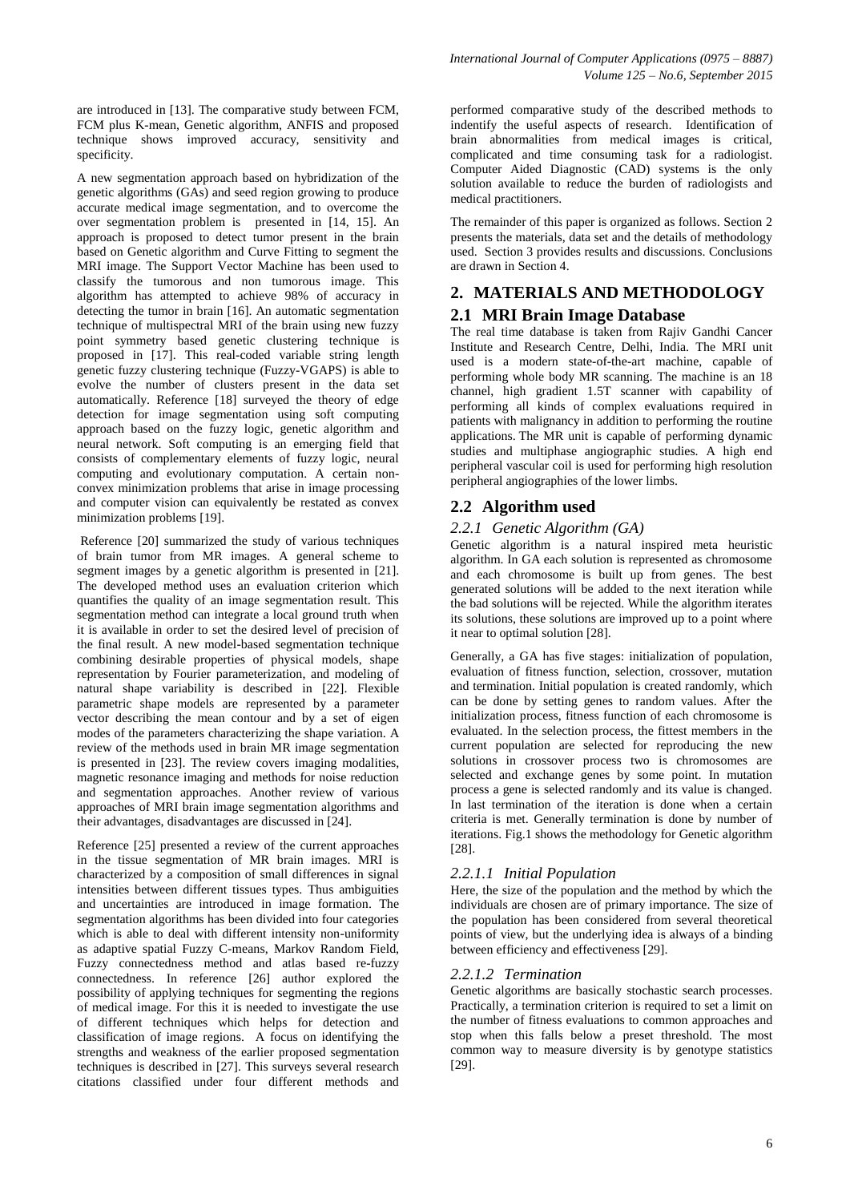are introduced in [13]. The comparative study between FCM, FCM plus K-mean, Genetic algorithm, ANFIS and proposed technique shows improved accuracy, sensitivity and specificity.

A new segmentation approach based on hybridization of the genetic algorithms (GAs) and seed region growing to produce accurate medical image segmentation, and to overcome the over segmentation problem is presented in [14, 15]. An approach is proposed to detect tumor present in the brain based on Genetic algorithm and Curve Fitting to segment the MRI image. The Support Vector Machine has been used to classify the tumorous and non tumorous image. This algorithm has attempted to achieve 98% of accuracy in detecting the tumor in brain [16]. An automatic segmentation technique of multispectral MRI of the brain using new fuzzy point symmetry based genetic clustering technique is proposed in [17]. This real-coded variable string length genetic fuzzy clustering technique (Fuzzy-VGAPS) is able to evolve the number of clusters present in the data set automatically. Reference [18] surveyed the theory of edge detection for image segmentation using soft computing approach based on the fuzzy logic, genetic algorithm and neural network. Soft computing is an emerging field that consists of complementary elements of fuzzy logic, neural computing and evolutionary computation. A certain non-convex minimization problems that arise in image processing and computer vision can equivalently be restated as convex minimization problems [19].

Reference [20] summarized the study of various techniques of brain tumor from MR images. A general scheme to segment images by a genetic algorithm is presented in [21]. The developed method uses an evaluation criterion which quantifies the quality of an image segmentation result. This segmentation method can integrate a local ground truth when it is available in order to set the desired level of precision of the final result. A new model-based segmentation technique combining desirable properties of physical models, shape representation by Fourier parameterization, and modeling of natural shape variability is described in [22]. Flexible parametric shape models are represented by a parameter vector describing the mean contour and by a set of eigen modes of the parameters characterizing the shape variation. A review of the methods used in brain MR image segmentation is presented in [23]. The review covers imaging modalities, magnetic resonance imaging and methods for noise reduction and segmentation approaches. Another review of various approaches of MRI brain image segmentation algorithms and their advantages, disadvantages are discussed in [24].

Reference [25] presented a review of the current approaches in the tissue segmentation of MR brain images. MRI is characterized by a composition of small differences in signal intensities between different tissues types. Thus ambiguities and uncertainties are introduced in image formation. The segmentation algorithms has been divided into four categories which is able to deal with different intensity non-uniformity as adaptive spatial Fuzzy C-means, Markov Random Field, Fuzzy connectedness method and atlas based re-fuzzy connectedness. In reference [26] author explored the possibility of applying techniques for segmenting the regions of medical image. For this it is needed to investigate the use of different techniques which helps for detection and classification of image regions. A focus on identifying the strengths and weakness of the earlier proposed segmentation techniques is described in [27]. This surveys several research citations classified under four different methods and performed comparative study of the described methods to indentify the useful aspects of research. Identification of brain abnormalities from medical images is critical, complicated and time consuming task for a radiologist. Computer Aided Diagnostic (CAD) systems is the only solution available to reduce the burden of radiologists and medical practitioners.

The remainder of this paper is organized as follows. Section 2 presents the materials, data set and the details of methodology used. Section 3 provides results and discussions. Conclusions are drawn in Section 4.

## 2. MATERIALS AND METHODOLOGY

### 2.1 MRI Brain Image Database

The real time database is taken from Rajiv Gandhi Cancer Institute and Research Centre, Delhi, India. The MRI unit used is a modern state-of-the-art machine, capable of performing whole body MR scanning. The machine is an 18 channel, high gradient 1.5T scanner with capability of performing all kinds of complex evaluations required in patients with malignancy in addition to performing the routine applications. The MR unit is capable of performing dynamic studies and multiphase angiographic studies. A high end peripheral vascular coil is used for performing high resolution peripheral angiographies of the lower limbs.

### 2.2 Algorithm used

#### *2.2.1 Genetic Algorithm (GA)*

Genetic algorithm is a natural inspired meta heuristic algorithm. In GA each solution is represented as chromosome and each chromosome is built up from genes. The best generated solutions will be added to the next iteration while the bad solutions will be rejected. While the algorithm iterates its solutions, these solutions are improved up to a point where it near to optimal solution [28].

Generally, a GA has five stages: initialization of population, evaluation of fitness function, selection, crossover, mutation and termination. Initial population is created randomly, which can be done by setting genes to random values. After the initialization process, fitness function of each chromosome is evaluated. In the selection process, the fittest members in the current population are selected for reproducing the new solutions in crossover process two is chromosomes are selected and exchange genes by some point. In mutation process a gene is selected randomly and its value is changed. In last termination of the iteration is done when a certain criteria is met. Generally termination is done by number of iterations. Fig.1 shows the methodology for Genetic algorithm [28].

#### *2.2.1.1 Initial Population*

Here, the size of the population and the method by which the individuals are chosen are of primary importance. The size of the population has been considered from several theoretical points of view, but the underlying idea is always of a binding between efficiency and effectiveness [29].

#### *2.2.1.2 Termination*

Genetic algorithms are basically stochastic search processes. Practically, a termination criterion is required to set a limit on the number of fitness evaluations to common approaches and stop when this falls below a preset threshold. The most common way to measure diversity is by genotype statistics [29].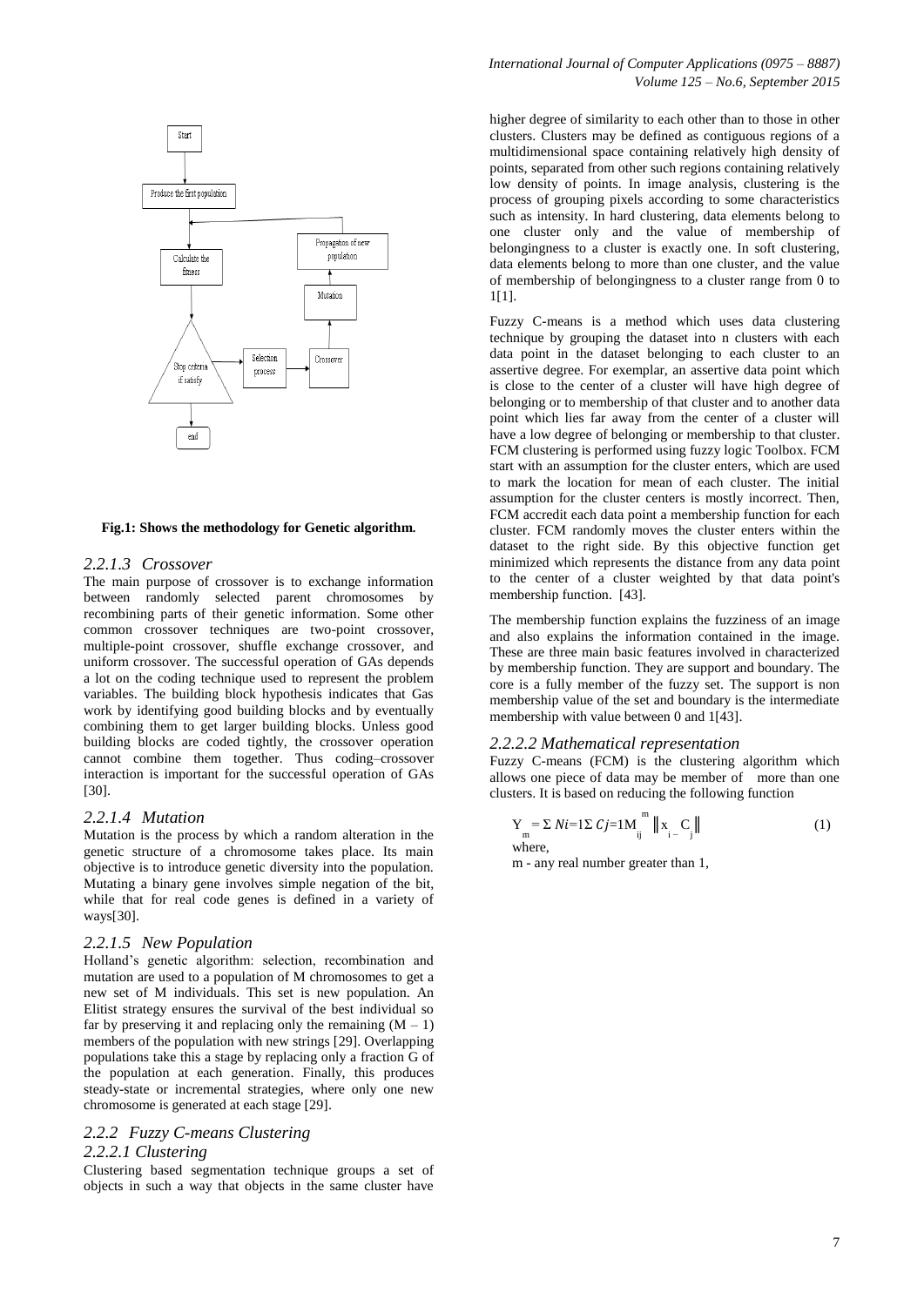Fig.1: Shows the methodology for Genetic algorithm.

#### 2.2.1.3 Crossover

The main purpose of crossover is to exchange information between randomly selected parent chromosomes by recombining parts of their genetic information. Some other common crossover techniques are two-point crossover, multiple-point crossover, shuffle exchange crossover, and uniform crossover. The successful operation of GAs depends a lot on the coding technique used to represent the problem variables. The building block hypothesis indicates that Gas work by identifying good building blocks and by eventually combining them to get larger building blocks. Unless good building blocks are coded tightly, the crossover operation cannot combine them together. Thus coding–crossover interaction is important for the successful operation of GAs [30].

#### 2.2.1.4 Mutation

Mutation is the process by which a random alteration in the genetic structure of a chromosome takes place. Its main objective is to introduce genetic diversity into the population. Mutating a binary gene involves simple negation of the bit, while that for real code genes is defined in a variety of ways[30].

#### 2.2.1.5 New Population

Holland's genetic algorithm: selection, recombination and mutation are used to a population of M chromosomes to get a new set of M individuals. This set is new population. An Elitist strategy ensures the survival of the best individual so far by preserving it and replacing only the remaining $(M - 1)$ members of the population with new strings [29]. Overlapping populations take this a stage by replacing only a fraction G of the population at each generation. Finally, this produces steady-state or incremental strategies, where only one new chromosome is generated at each stage [29].

### 2.2.2 Fuzzy C-means Clustering

#### 2.2.2.1 Clustering

Clustering based segmentation technique groups a set of objects in such a way that objects in the same cluster have higher degree of similarity to each other than to those in other clusters. Clusters may be defined as contiguous regions of a multidimensional space containing relatively high density of points, separated from other such regions containing relatively low density of points. In image analysis, clustering is the process of grouping pixels according to some characteristics such as intensity. In hard clustering, data elements belong to one cluster only and the value of membership of belongingness to a cluster is exactly one. In soft clustering, data elements belong to more than one cluster, and the value of membership of belongingness to a cluster range from 0 to 1[1].

Fuzzy C-means is a method which uses data clustering technique by grouping the dataset into n clusters with each data point in the dataset belonging to each cluster to an assertive degree. For exemplar, an assertive data point which is close to the center of a cluster will have high degree of belonging or to membership of that cluster and to another data point which lies far away from the center of a cluster will have a low degree of belonging or membership to that cluster. FCM clustering is performed using fuzzy logic Toolbox. FCM start with an assumption for the cluster enters, which are used to mark the location for mean of each cluster. The initial assumption for the cluster centers is mostly incorrect. Then, FCM accredit each data point a membership function for each cluster. FCM randomly moves the cluster enters within the dataset to the right side. By this objective function get minimized which represents the distance from any data point to the center of a cluster weighted by that data point's membership function. [43].

The membership function explains the fuzziness of an image and also explains the information contained in the image. These are three main basic features involved in characterized by membership function. They are support and boundary. The core is a fully member of the fuzzy set. The support is non membership value of the set and boundary is the intermediate membership with value between 0 and 1[43].

#### 2.2.2.2 Mathematical representation

Fuzzy C-means (FCM) is the clustering algorithm which allows one piece of data may be member of more than one clusters. It is based on reducing the following function

$$Y_m = \sum_{i=1}^{N} \sum_{j=1}^{C} M_{ij}^{m} \left\| x_i - C_j \right\| \quad (1)$$

where,

m - any real number greater than 1,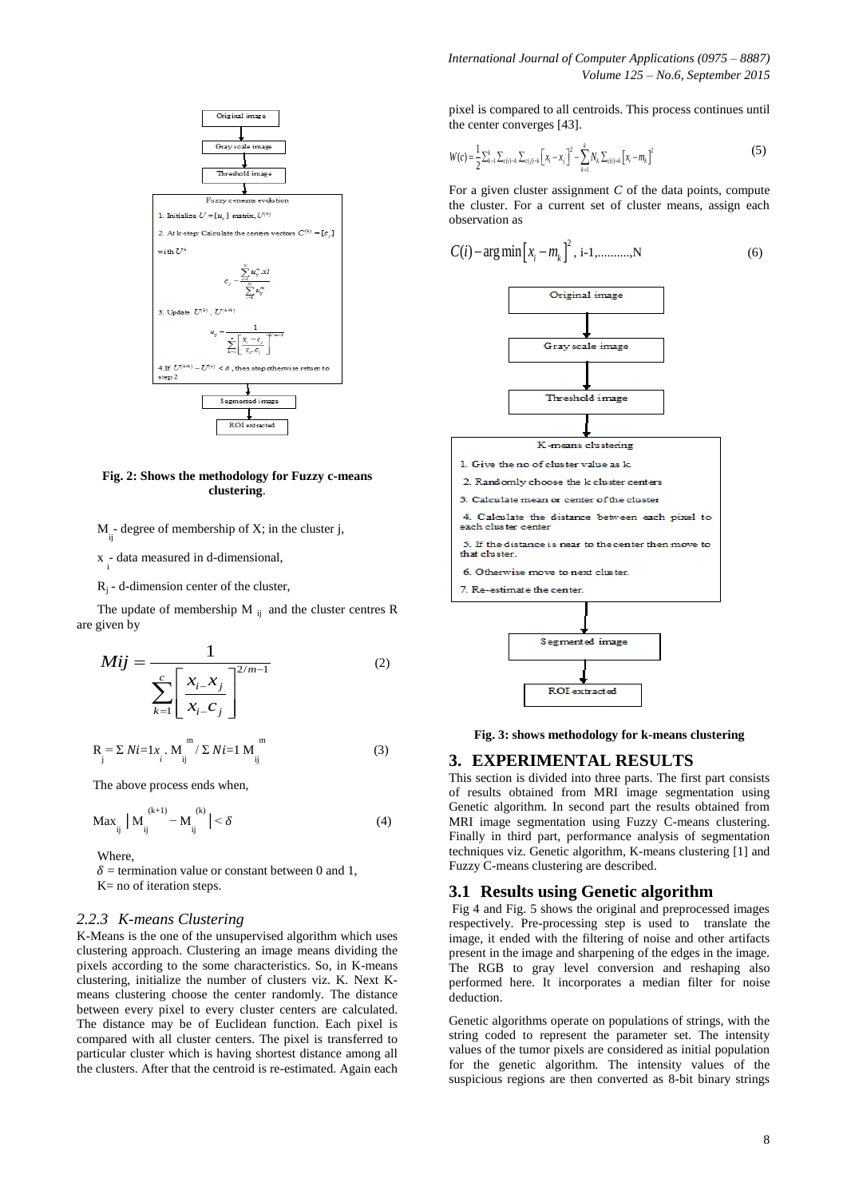Original image

Gray scale image

Threshold image

Fuzzy c-means evolution

1. Initialize $U = [u_{ij}]$ matrix, $U^{(0)}$

2. At k-step: Calculate the centers vectors $C^{(k)} = [c_j]$ with $U^k$

$$c_j = \frac{\sum_{i=1}^{N} u_{ij}^m . xi}{\sum_{i=1}^{N} u_{ij}^m}$$

3. Update $U^{(k)}$, $U^{(k+1)}$

$$u_{ij} = \frac{1}{\sum_{k=1}^{c} \left[ \frac{x_i - c_j}{x_i - c_k} \right]^{\frac{2}{m-1}}}$$

4. If $\| U^{(k+1)} - U^{(k)} \| < \delta$, then stop otherwise return to step 2

Segmented image

ROI extracted

**Fig. 2: Shows the methodology for Fuzzy c-means clustering.**

$M_{ij}$ - degree of membership of X; in the cluster j,

$x_i$ - data measured in d-dimensional,

$R_j$ - d-dimension center of the cluster,

The update of membership $M_{ij}$ and the cluster centres R are given by

$$Mij = \frac{1}{\sum_{k=1}^{c} \left[ \frac{x_{i-}x_j}{x_{i-}c_j} \right]^{2/m-1}} \quad (2)$$

$$R_j = \Sigma \, Ni{=}1x_i \, . \, M_{ij}^m \, / \, \Sigma \, Ni{=}1 \, M_{ij}^m \quad (3)$$

The above process ends when,

$$\text{Max}_{ij} \left| M_{ij}^{(k+1)} - M_{ij}^{(k)} \right| < \delta \quad (4)$$

Where,
$\delta$ = termination value or constant between 0 and 1,
K= no of iteration steps.

### *2.2.3 K-means Clustering*

K-Means is the one of the unsupervised algorithm which uses clustering approach. Clustering an image means dividing the pixels according to the some characteristics. So, in K-means clustering, initialize the number of clusters viz. K. Next K-means clustering choose the center randomly. The distance between every pixel to every cluster centers are calculated. The distance may be of Euclidean function. Each pixel is compared with all cluster centers. The pixel is transferred to particular cluster which is having shortest distance among all the clusters. After that the centroid is re-estimated. Again each pixel is compared to all centroids. This process continues until the center converges [43].

$$W(c) = \frac{1}{2}\sum_{k=1}^{k} \sum_{c(i)=k} \sum_{c(j)=k} \left[ x_i - x_j \right]^2 - \sum_{k=1}^{k} N_k \sum_{c(i)=k} \left[ x_i - m_k \right]^2 \quad (5)$$

For a given cluster assignment $C$ of the data points, compute the cluster. For a current set of cluster means, assign each observation as

$$C(i) - \arg\min \left[ x_i - m_k \right]^2, \text{ i-1,..........,N} \quad (6)$$

Original image

Gray scale image

Threshold image

K-means clustering

1. Give the no of cluster value as k
2. Randomly choose the k cluster centers
3. Calculate mean or center of the cluster
4. Calculate the distance between each pixel to each cluster center
5. If the distance is near to the center then move to that cluster.
6. Otherwise move to next cluster.
7. Re-estimate the center.

Segmented image

ROI extracted

**Fig. 3: shows methodology for k-means clustering**

## 3. EXPERIMENTAL RESULTS

This section is divided into three parts. The first part consists of results obtained from MRI image segmentation using Genetic algorithm. In second part the results obtained from MRI image segmentation using Fuzzy C-means clustering. Finally in third part, performance analysis of segmentation techniques viz. Genetic algorithm, K-means clustering [1] and Fuzzy C-means clustering are described.

### 3.1 Results using Genetic algorithm

Fig 4 and Fig. 5 shows the original and preprocessed images respectively. Pre-processing step is used to translate the image, it ended with the filtering of noise and other artifacts present in the image and sharpening of the edges in the image. The RGB to gray level conversion and reshaping also performed here. It incorporates a median filter for noise deduction.

Genetic algorithms operate on populations of strings, with the string coded to represent the parameter set. The intensity values of the tumor pixels are considered as initial population for the genetic algorithm. The intensity values of the suspicious regions are then converted as 8-bit binary strings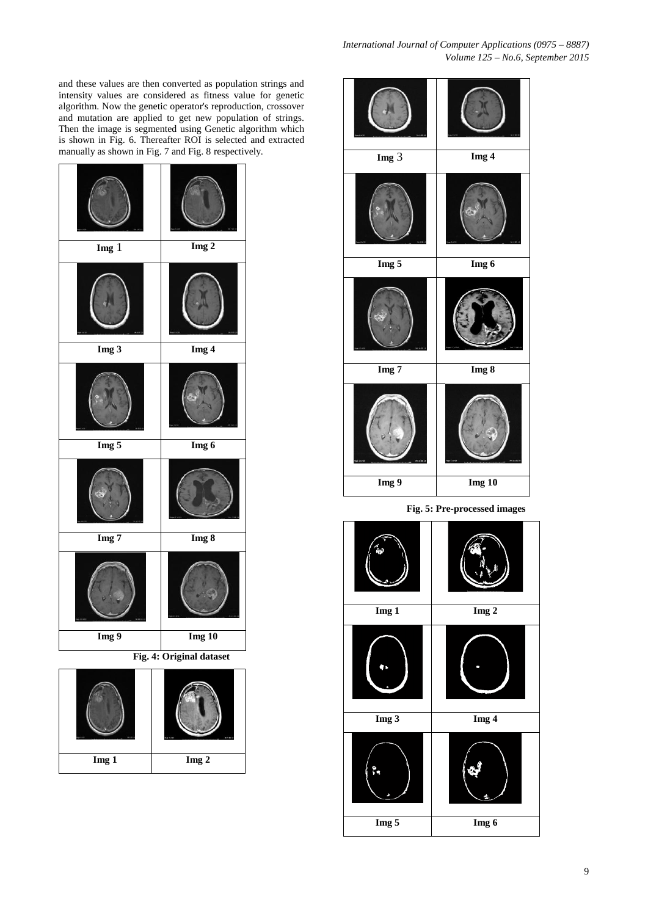and these values are then converted as population strings and intensity values are considered as fitness value for genetic algorithm. Now the genetic operator's reproduction, crossover and mutation are applied to get new population of strings. Then the image is segmented using Genetic algorithm which is shown in Fig. 6. Thereafter ROI is selected and extracted manually as shown in Fig. 7 and Fig. 8 respectively.

| | |
|---|---|
| **Img 1** | **Img 2** |
| **Img 3** | **Img 4** |
| **Img 5** | **Img 6** |
| **Img 7** | **Img 8** |
| **Img 9** | **Img 10** |

**Fig. 4: Original dataset**

| | |
|---|---|
| **Img 1** | **Img 2** |
| **Img 3** | **Img 4** |
| **Img 5** | **Img 6** |
| **Img 7** | **Img 8** |
| **Img 9** | **Img 10** |

**Fig. 5: Pre-processed images**

| | |
|---|---|
| **Img 1** | **Img 2** |
| **Img 3** | **Img 4** |
| **Img 5** | **Img 6** |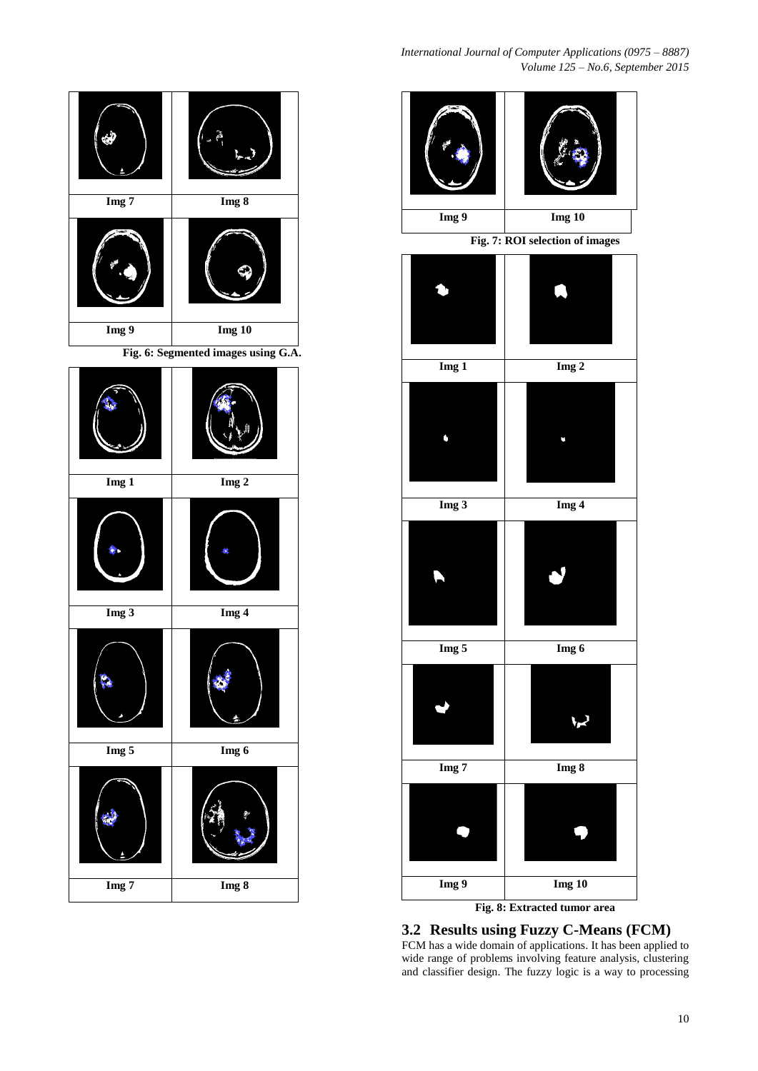| Img 7 | Img 8 |
|---|---|
| Img 9 | Img 10 |

Fig. 6: Segmented images using G.A.

| Img 1 | Img 2 |
|---|---|
| Img 3 | Img 4 |
| Img 5 | Img 6 |
| Img 7 | Img 8 |

| Img 9 | Img 10 |
|---|---|

Fig. 7: ROI selection of images

| Img 1 | Img 2 |
|---|---|
| Img 3 | Img 4 |
| Img 5 | Img 6 |
| Img 7 | Img 8 |
| Img 9 | Img 10 |

Fig. 8: Extracted tumor area

## 3.2 Results using Fuzzy C-Means (FCM)

FCM has a wide domain of applications. It has been applied to wide range of problems involving feature analysis, clustering and classifier design. The fuzzy logic is a way to processing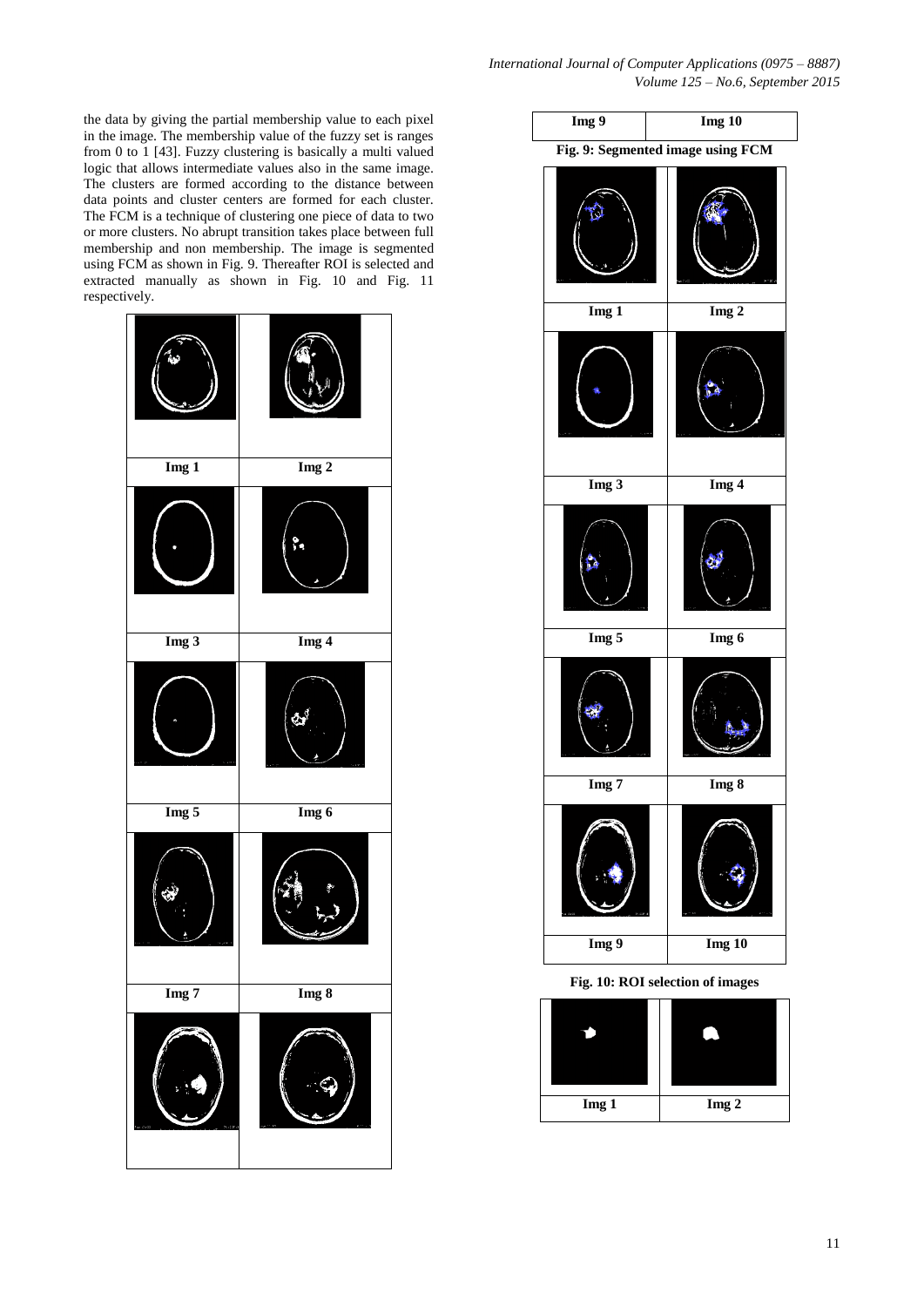the data by giving the partial membership value to each pixel in the image. The membership value of the fuzzy set is ranges from 0 to 1 [43]. Fuzzy clustering is basically a multi valued logic that allows intermediate values also in the same image. The clusters are formed according to the distance between data points and cluster centers are formed for each cluster. The FCM is a technique of clustering one piece of data to two or more clusters. No abrupt transition takes place between full membership and non membership. The image is segmented using FCM as shown in Fig. 9. Thereafter ROI is selected and extracted manually as shown in Fig. 10 and Fig. 11 respectively.

| Img 1 | Img 2 |
|---|---|
| Img 3 | Img 4 |
| Img 5 | Img 6 |
| Img 7 | Img 8 |
| Img 9 | Img 10 |

**Fig. 9: Segmented image using FCM**

| Img 1 | Img 2 |
|---|---|
| Img 3 | Img 4 |
| Img 5 | Img 6 |
| Img 7 | Img 8 |
| Img 9 | Img 10 |

**Fig. 10: ROI selection of images**

| Img 1 | Img 2 |
|---|---|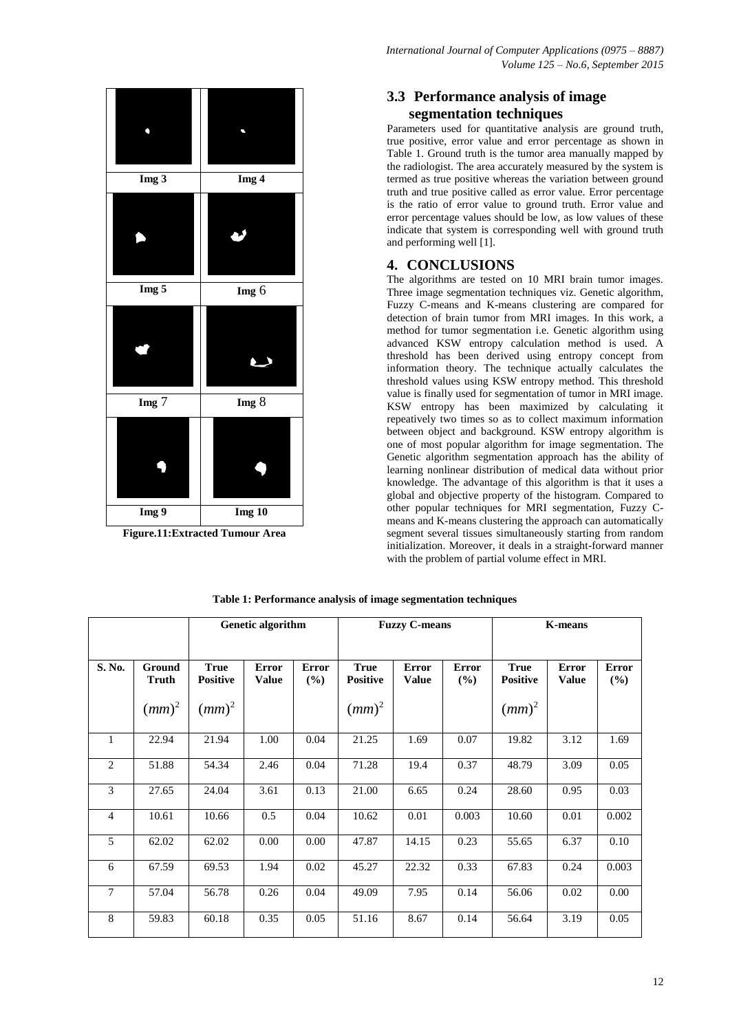| Img 3 | Img 4 |
| --- | --- |
| Img 5 | Img 6 |
| Img 7 | Img 8 |
| Img 9 | Img 10 |

**Figure.11:Extracted Tumour Area**

## 3.3 Performance analysis of image segmentation techniques

Parameters used for quantitative analysis are ground truth, true positive, error value and error percentage as shown in Table 1. Ground truth is the tumor area manually mapped by the radiologist. The area accurately measured by the system is termed as true positive whereas the variation between ground truth and true positive called as error value. Error percentage is the ratio of error value to ground truth. Error value and error percentage values should be low, as low values of these indicate that system is corresponding well with ground truth and performing well [1].

# 4. CONCLUSIONS

The algorithms are tested on 10 MRI brain tumor images. Three image segmentation techniques viz. Genetic algorithm, Fuzzy C-means and K-means clustering are compared for detection of brain tumor from MRI images. In this work, a method for tumor segmentation i.e. Genetic algorithm using advanced KSW entropy calculation method is used. A threshold has been derived using entropy concept from information theory. The technique actually calculates the threshold values using KSW entropy method. This threshold value is finally used for segmentation of tumor in MRI image. KSW entropy has been maximized by calculating it repeatively two times so as to collect maximum information between object and background. KSW entropy algorithm is one of most popular algorithm for image segmentation. The Genetic algorithm segmentation approach has the ability of learning nonlinear distribution of medical data without prior knowledge. The advantage of this algorithm is that it uses a global and objective property of the histogram. Compared to other popular techniques for MRI segmentation, Fuzzy C-means and K-means clustering the approach can automatically segment several tissues simultaneously starting from random initialization. Moreover, it deals in a straight-forward manner with the problem of partial volume effect in MRI.

**Table 1: Performance analysis of image segmentation techniques**

| | | Genetic algorithm | | | Fuzzy C-means | | | K-means | | |
| --- | --- | --- | --- | --- | --- | --- | --- | --- | --- | --- |
| S. No. | Ground Truth $(mm)^2$ | True Positive $(mm)^2$ | Error Value | Error (%) | True Positive $(mm)^2$ | Error Value | Error (%) | True Positive $(mm)^2$ | Error Value | Error (%) |
| 1 | 22.94 | 21.94 | 1.00 | 0.04 | 21.25 | 1.69 | 0.07 | 19.82 | 3.12 | 1.69 |
| 2 | 51.88 | 54.34 | 2.46 | 0.04 | 71.28 | 19.4 | 0.37 | 48.79 | 3.09 | 0.05 |
| 3 | 27.65 | 24.04 | 3.61 | 0.13 | 21.00 | 6.65 | 0.24 | 28.60 | 0.95 | 0.03 |
| 4 | 10.61 | 10.66 | 0.5 | 0.04 | 10.62 | 0.01 | 0.003 | 10.60 | 0.01 | 0.002 |
| 5 | 62.02 | 62.02 | 0.00 | 0.00 | 47.87 | 14.15 | 0.23 | 55.65 | 6.37 | 0.10 |
| 6 | 67.59 | 69.53 | 1.94 | 0.02 | 45.27 | 22.32 | 0.33 | 67.83 | 0.24 | 0.003 |
| 7 | 57.04 | 56.78 | 0.26 | 0.04 | 49.09 | 7.95 | 0.14 | 56.06 | 0.02 | 0.00 |
| 8 | 59.83 | 60.18 | 0.35 | 0.05 | 51.16 | 8.67 | 0.14 | 56.64 | 3.19 | 0.05 |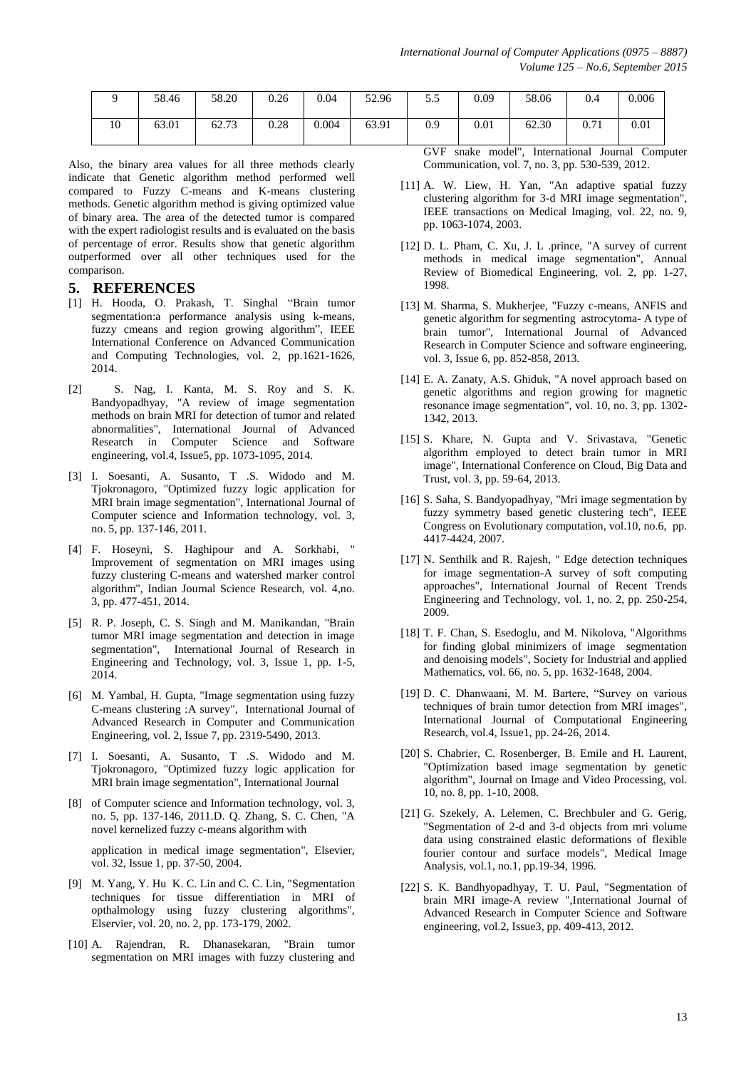| 9 | 58.46 | 58.20 | 0.26 | 0.04 | 52.96 | 5.5 | 0.09 | 58.06 | 0.4 | 0.006 |
|---|---|---|---|---|---|---|---|---|---|---|
| 10 | 63.01 | 62.73 | 0.28 | 0.004 | 63.91 | 0.9 | 0.01 | 62.30 | 0.71 | 0.01 |

Also, the binary area values for all three methods clearly indicate that Genetic algorithm method performed well compared to Fuzzy C-means and K-means clustering methods. Genetic algorithm method is giving optimized value of binary area. The area of the detected tumor is compared with the expert radiologist results and is evaluated on the basis of percentage of error. Results show that genetic algorithm outperformed over all other techniques used for the comparison.

## 5. REFERENCES

[1] H. Hooda, O. Prakash, T. Singhal "Brain tumor segmentation:a performance analysis using k-means, fuzzy cmeans and region growing algorithm", IEEE International Conference on Advanced Communication and Computing Technologies, vol. 2, pp.1621-1626, 2014.

[2] S. Nag, I. Kanta, M. S. Roy and S. K. Bandyopadhyay, "A review of image segmentation methods on brain MRI for detection of tumor and related abnormalities", International Journal of Advanced Research in Computer Science and Software engineering, vol.4, Issue5, pp. 1073-1095, 2014.

[3] I. Soesanti, A. Susanto, T .S. Widodo and M. Tjokronagoro, "Optimized fuzzy logic application for MRI brain image segmentation", International Journal of Computer science and Information technology, vol. 3, no. 5, pp. 137-146, 2011.

[4] F. Hoseyni, S. Haghipour and A. Sorkhabi, " Improvement of segmentation on MRI images using fuzzy clustering C-means and watershed marker control algorithm", Indian Journal Science Research, vol. 4,no. 3, pp. 477-451, 2014.

[5] R. P. Joseph, C. S. Singh and M. Manikandan, "Brain tumor MRI image segmentation and detection in image segmentation", International Journal of Research in Engineering and Technology, vol. 3, Issue 1, pp. 1-5, 2014.

[6] M. Yambal, H. Gupta, "Image segmentation using fuzzy C-means clustering :A survey", International Journal of Advanced Research in Computer and Communication Engineering, vol. 2, Issue 7, pp. 2319-5490, 2013.

[7] I. Soesanti, A. Susanto, T .S. Widodo and M. Tjokronagoro, "Optimized fuzzy logic application for MRI brain image segmentation", International Journal

[8] of Computer science and Information technology, vol. 3, no. 5, pp. 137-146, 2011.D. Q. Zhang, S. C. Chen, "A novel kernelized fuzzy c-means algorithm with

application in medical image segmentation", Elsevier, vol. 32, Issue 1, pp. 37-50, 2004.

[9] M. Yang, Y. Hu K. C. Lin and C. C. Lin, "Segmentation techniques for tissue differentiation in MRI of opthalmology using fuzzy clustering algorithms", Elservier, vol. 20, no. 2, pp. 173-179, 2002.

[10] A. Rajendran, R. Dhanasekaran, "Brain tumor segmentation on MRI images with fuzzy clustering and GVF snake model", International Journal Computer Communication, vol. 7, no. 3, pp. 530-539, 2012.

[11] A. W. Liew, H. Yan, "An adaptive spatial fuzzy clustering algorithm for 3-d MRI image segmentation", IEEE transactions on Medical Imaging, vol. 22, no. 9, pp. 1063-1074, 2003.

[12] D. L. Pham, C. Xu, J. L .prince, "A survey of current methods in medical image segmentation", Annual Review of Biomedical Engineering, vol. 2, pp. 1-27, 1998.

[13] M. Sharma, S. Mukherjee, "Fuzzy c-means, ANFIS and genetic algorithm for segmenting astrocytoma- A type of brain tumor", International Journal of Advanced Research in Computer Science and software engineering, vol. 3, Issue 6, pp. 852-858, 2013.

[14] E. A. Zanaty, A.S. Ghiduk, "A novel approach based on genetic algorithms and region growing for magnetic resonance image segmentation", vol. 10, no. 3, pp. 1302-1342, 2013.

[15] S. Khare, N. Gupta and V. Srivastava, "Genetic algorithm employed to detect brain tumor in MRI image", International Conference on Cloud, Big Data and Trust, vol. 3, pp. 59-64, 2013.

[16] S. Saha, S. Bandyopadhyay, "Mri image segmentation by fuzzy symmetry based genetic clustering tech", IEEE Congress on Evolutionary computation, vol.10, no.6, pp. 4417-4424, 2007.

[17] N. Senthilk and R. Rajesh, " Edge detection techniques for image segmentation-A survey of soft computing approaches", International Journal of Recent Trends Engineering and Technology, vol. 1, no. 2, pp. 250-254, 2009.

[18] T. F. Chan, S. Esedoglu, and M. Nikolova, "Algorithms for finding global minimizers of image segmentation and denoising models", Society for Industrial and applied Mathematics, vol. 66, no. 5, pp. 1632-1648, 2004.

[19] D. C. Dhanwaani, M. M. Bartere, "Survey on various techniques of brain tumor detection from MRI images", International Journal of Computational Engineering Research, vol.4, Issue1, pp. 24-26, 2014.

[20] S. Chabrier, C. Rosenberger, B. Emile and H. Laurent, "Optimization based image segmentation by genetic algorithm", Journal on Image and Video Processing, vol. 10, no. 8, pp. 1-10, 2008.

[21] G. Szekely, A. Lelemen, C. Brechbuler and G. Gerig, "Segmentation of 2-d and 3-d objects from mri volume data using constrained elastic deformations of flexible fourier contour and surface models", Medical Image Analysis, vol.1, no.1, pp.19-34, 1996.

[22] S. K. Bandhyopadhyay, T. U. Paul, "Segmentation of brain MRI image-A review ",International Journal of Advanced Research in Computer Science and Software engineering, vol.2, Issue3, pp. 409-413, 2012.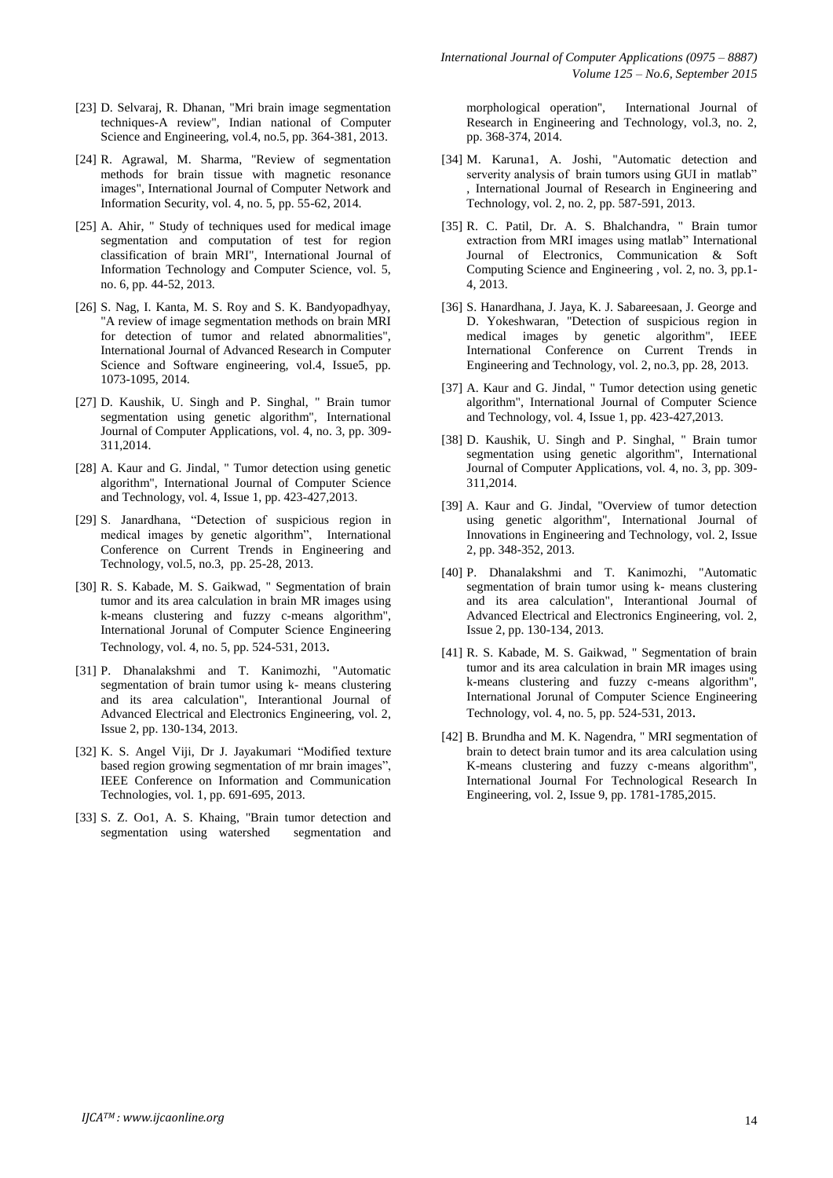[23] D. Selvaraj, R. Dhanan, "Mri brain image segmentation techniques-A review", Indian national of Computer Science and Engineering, vol.4, no.5, pp. 364-381, 2013.

[24] R. Agrawal, M. Sharma, "Review of segmentation methods for brain tissue with magnetic resonance images", International Journal of Computer Network and Information Security, vol. 4, no. 5, pp. 55-62, 2014.

[25] A. Ahir, " Study of techniques used for medical image segmentation and computation of test for region classification of brain MRI", International Journal of Information Technology and Computer Science, vol. 5, no. 6, pp. 44-52, 2013.

[26] S. Nag, I. Kanta, M. S. Roy and S. K. Bandyopadhyay, "A review of image segmentation methods on brain MRI for detection of tumor and related abnormalities", International Journal of Advanced Research in Computer Science and Software engineering, vol.4, Issue5, pp. 1073-1095, 2014.

[27] D. Kaushik, U. Singh and P. Singhal, " Brain tumor segmentation using genetic algorithm", International Journal of Computer Applications, vol. 4, no. 3, pp. 309-311,2014.

[28] A. Kaur and G. Jindal, " Tumor detection using genetic algorithm", International Journal of Computer Science and Technology, vol. 4, Issue 1, pp. 423-427,2013.

[29] S. Janardhana, "Detection of suspicious region in medical images by genetic algorithm", International Conference on Current Trends in Engineering and Technology, vol.5, no.3, pp. 25-28, 2013.

[30] R. S. Kabade, M. S. Gaikwad, " Segmentation of brain tumor and its area calculation in brain MR images using k-means clustering and fuzzy c-means algorithm", International Jorunal of Computer Science Engineering Technology, vol. 4, no. 5, pp. 524-531, 2013.

[31] P. Dhanalakshmi and T. Kanimozhi, "Automatic segmentation of brain tumor using k- means clustering and its area calculation", Interantional Journal of Advanced Electrical and Electronics Engineering, vol. 2, Issue 2, pp. 130-134, 2013.

[32] K. S. Angel Viji, Dr J. Jayakumari "Modified texture based region growing segmentation of mr brain images", IEEE Conference on Information and Communication Technologies, vol. 1, pp. 691-695, 2013.

[33] S. Z. Oo1, A. S. Khaing, "Brain tumor detection and segmentation using watershed segmentation and morphological operation", International Journal of Research in Engineering and Technology, vol.3, no. 2, pp. 368-374, 2014.

[34] M. Karuna1, A. Joshi, "Automatic detection and serverity analysis of brain tumors using GUI in matlab" , International Journal of Research in Engineering and Technology, vol. 2, no. 2, pp. 587-591, 2013.

[35] R. C. Patil, Dr. A. S. Bhalchandra, " Brain tumor extraction from MRI images using matlab" International Journal of Electronics, Communication & Soft Computing Science and Engineering , vol. 2, no. 3, pp.1-4, 2013.

[36] S. Hanardhana, J. Jaya, K. J. Sabareesaan, J. George and D. Yokeshwaran, "Detection of suspicious region in medical images by genetic algorithm", IEEE International Conference on Current Trends in Engineering and Technology, vol. 2, no.3, pp. 28, 2013.

[37] A. Kaur and G. Jindal, " Tumor detection using genetic algorithm", International Journal of Computer Science and Technology, vol. 4, Issue 1, pp. 423-427,2013.

[38] D. Kaushik, U. Singh and P. Singhal, " Brain tumor segmentation using genetic algorithm", International Journal of Computer Applications, vol. 4, no. 3, pp. 309-311,2014.

[39] A. Kaur and G. Jindal, "Overview of tumor detection using genetic algorithm", International Journal of Innovations in Engineering and Technology, vol. 2, Issue 2, pp. 348-352, 2013.

[40] P. Dhanalakshmi and T. Kanimozhi, "Automatic segmentation of brain tumor using k- means clustering and its area calculation", Interantional Journal of Advanced Electrical and Electronics Engineering, vol. 2, Issue 2, pp. 130-134, 2013.

[41] R. S. Kabade, M. S. Gaikwad, " Segmentation of brain tumor and its area calculation in brain MR images using k-means clustering and fuzzy c-means algorithm", International Jorunal of Computer Science Engineering Technology, vol. 4, no. 5, pp. 524-531, 2013.

[42] B. Brundha and M. K. Nagendra, " MRI segmentation of brain to detect brain tumor and its area calculation using K-means clustering and fuzzy c-means algorithm", International Journal For Technological Research In Engineering, vol. 2, Issue 9, pp. 1781-1785,2015.